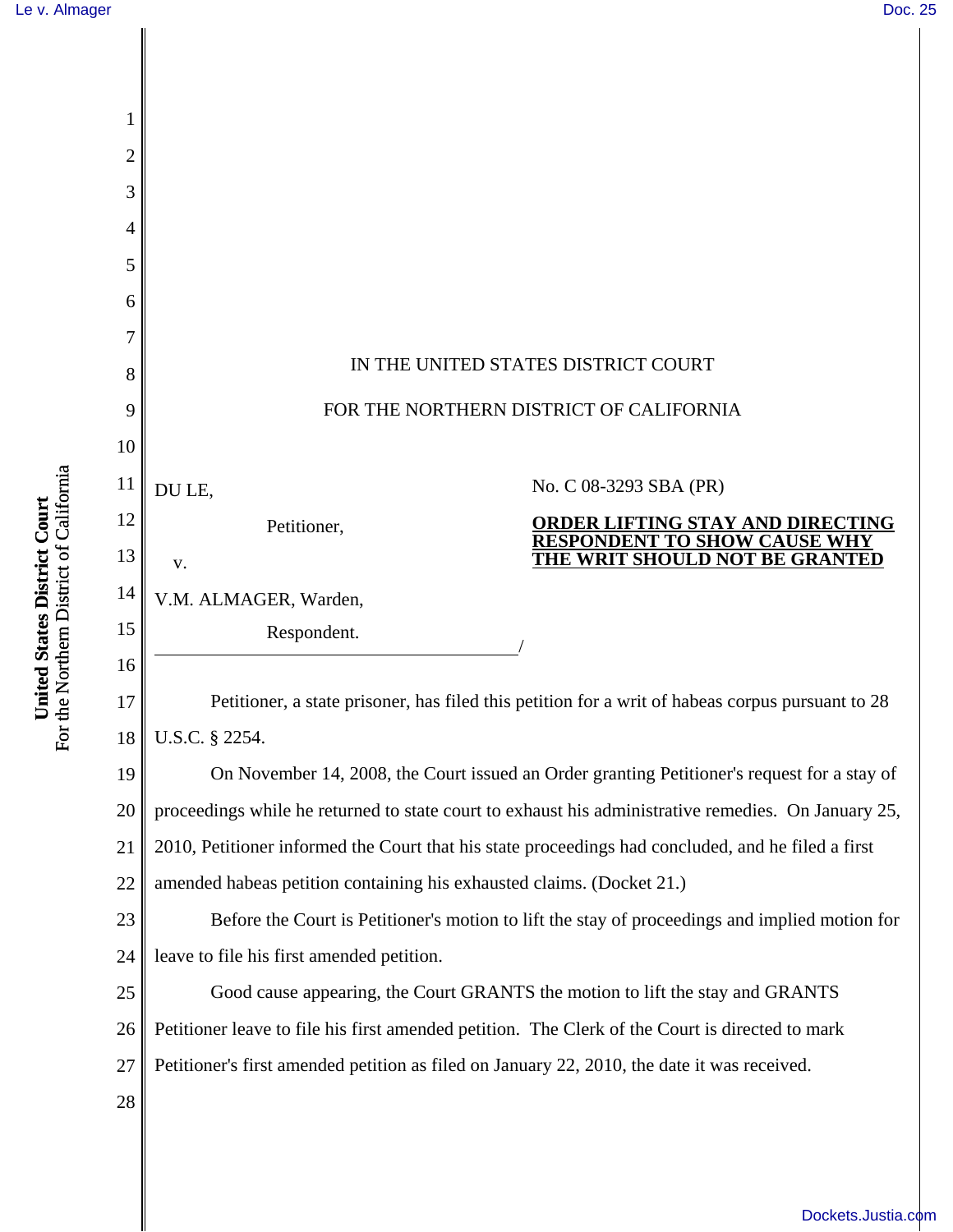IN THE UNITED STATES DISTRICT COURT

FOR THE NORTHERN DISTRICT OF CALIFORNIA

DU LE,

Petitioner,

v.

V.M. ALMAGER, Warden,

Respondent.

/

No. C 08-3293 SBA (PR)

**ORDER LIFTING STAY AND DIRECTING RESPONDENT TO SHOW CAUSE WHY THE WRIT SHOULD NOT BE GRANTED**

Petitioner, a state prisoner, has filed this petition for a writ of habeas corpus pursuant to 28 U.S.C. § 2254.

On November 14, 2008, the Court issued an Order granting Petitioner's request for a stay of proceedings while he returned to state court to exhaust his administrative remedies. On January 25, 2010, Petitioner informed the Court that his state proceedings had concluded, and he filed a first amended habeas petition containing his exhausted claims. (Docket 21.)

Before the Court is Petitioner's motion to lift the stay of proceedings and implied motion for leave to file his first amended petition.

Good cause appearing, the Court GRANTS the motion to lift the stay and GRANTS Petitioner leave to file his first amended petition. The Clerk of the Court is directed to mark Petitioner's first amended petition as filed on January 22, 2010, the date it was received.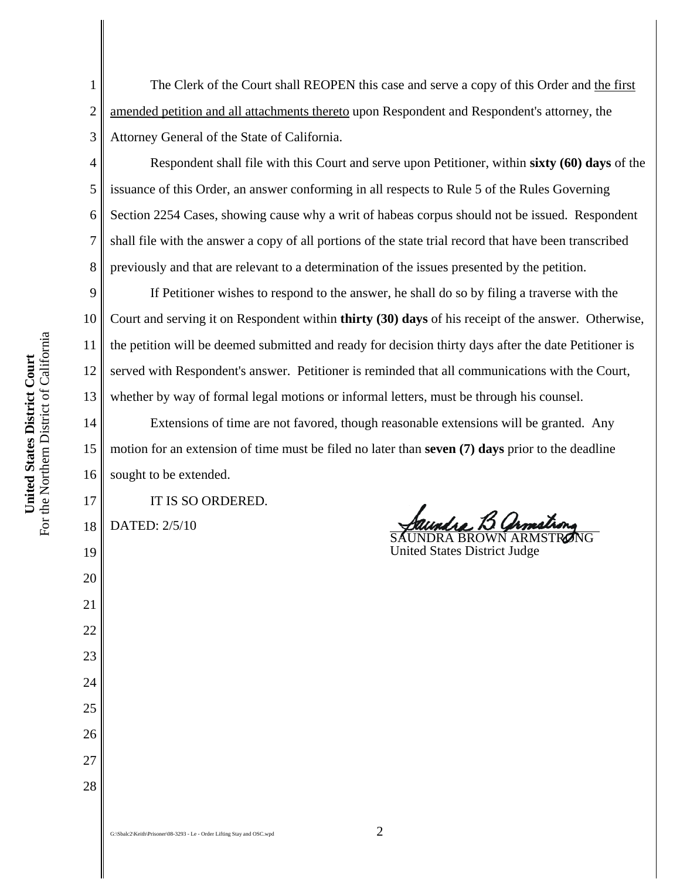The Clerk of the Court shall REOPEN this case and serve a copy of this Order and the first amended petition and all attachments thereto upon Respondent and Respondent's attorney, the Attorney General of the State of California.

Respondent shall file with this Court and serve upon Petitioner, within **sixty (60) days** of the issuance of this Order, an answer conforming in all respects to Rule 5 of the Rules Governing Section 2254 Cases, showing cause why a writ of habeas corpus should not be issued. Respondent shall file with the answer a copy of all portions of the state trial record that have been transcribed previously and that are relevant to a determination of the issues presented by the petition.

If Petitioner wishes to respond to the answer, he shall do so by filing a traverse with the Court and serving it on Respondent within **thirty (30) days** of his receipt of the answer. Otherwise, the petition will be deemed submitted and ready for decision thirty days after the date Petitioner is served with Respondent's answer. Petitioner is reminded that all communications with the Court, whether by way of formal legal motions or informal letters, must be through his counsel.

Extensions of time are not favored, though reasonable extensions will be granted. Any motion for an extension of time must be filed no later than **seven (7) days** prior to the deadline sought to be extended.

IT IS SO ORDERED.

DATED: 2/5/10

SAUNDRA BROWN ARMSTRONG
United States District Judge